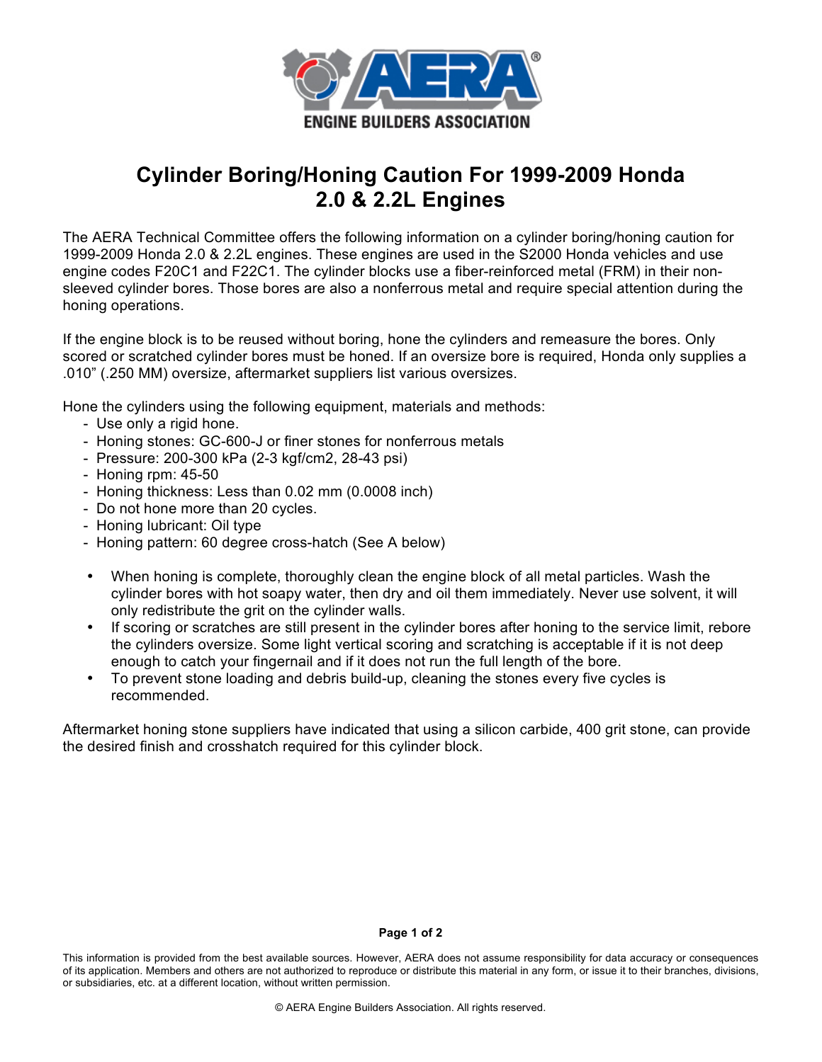# Cylinder Boring/Honing Caution For 1999-2009 Honda 2.0 & 2.2L Engines

The AERA Technical Committee offers the following information on a cylinder boring/honing caution for 1999-2009 Honda 2.0 & 2.2L engines. These engines are used in the S2000 Honda vehicles and use engine codes F20C1 and F22C1. The cylinder blocks use a fiber-reinforced metal (FRM) in their non-sleeved cylinder bores. Those bores are also a nonferrous metal and require special attention during the honing operations.

If the engine block is to be reused without boring, hone the cylinders and remeasure the bores. Only scored or scratched cylinder bores must be honed. If an oversize bore is required, Honda only supplies a .010" (.250 MM) oversize, aftermarket suppliers list various oversizes.

Hone the cylinders using the following equipment, materials and methods:

- Use only a rigid hone.
- Honing stones: GC-600-J or finer stones for nonferrous metals
- Pressure: 200-300 kPa (2-3 kgf/cm2, 28-43 psi)
- Honing rpm: 45-50
- Honing thickness: Less than 0.02 mm (0.0008 inch)
- Do not hone more than 20 cycles.
- Honing lubricant: Oil type
- Honing pattern: 60 degree cross-hatch (See A below)

- When honing is complete, thoroughly clean the engine block of all metal particles. Wash the cylinder bores with hot soapy water, then dry and oil them immediately. Never use solvent, it will only redistribute the grit on the cylinder walls.
- If scoring or scratches are still present in the cylinder bores after honing to the service limit, rebore the cylinders oversize. Some light vertical scoring and scratching is acceptable if it is not deep enough to catch your fingernail and if it does not run the full length of the bore.
- To prevent stone loading and debris build-up, cleaning the stones every five cycles is recommended.

Aftermarket honing stone suppliers have indicated that using a silicon carbide, 400 grit stone, can provide the desired finish and crosshatch required for this cylinder block.

This information is provided from the best available sources. However, AERA does not assume responsibility for data accuracy or consequences of its application. Members and others are not authorized to reproduce or distribute this material in any form, or issue it to their branches, divisions, or subsidiaries, etc. at a different location, without written permission.

© AERA Engine Builders Association. All rights reserved.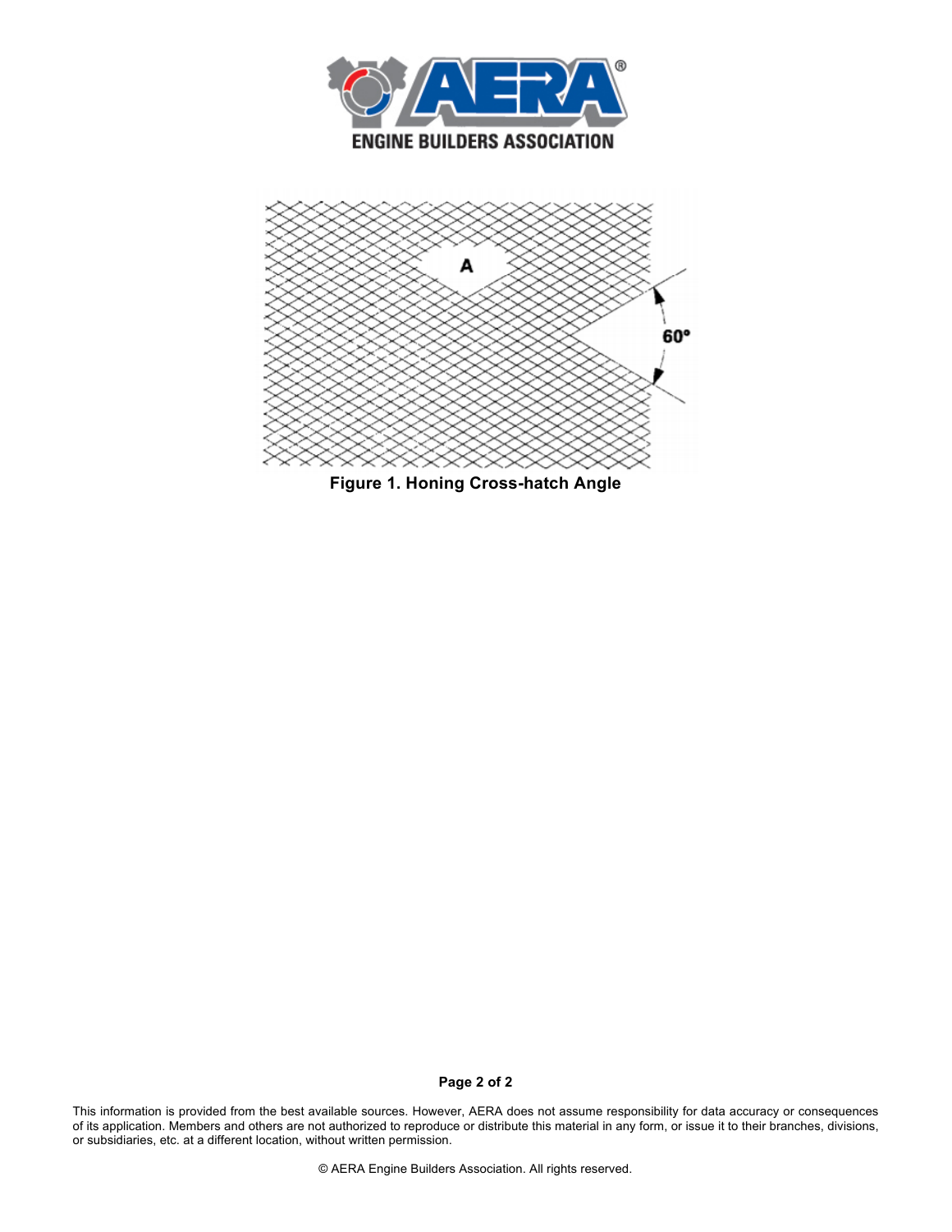A

60°

**Figure 1. Honing Cross-hatch Angle**

This information is provided from the best available sources. However, AERA does not assume responsibility for data accuracy or consequences of its application. Members and others are not authorized to reproduce or distribute this material in any form, or issue it to their branches, divisions, or subsidiaries, etc. at a different location, without written permission.

© AERA Engine Builders Association. All rights reserved.